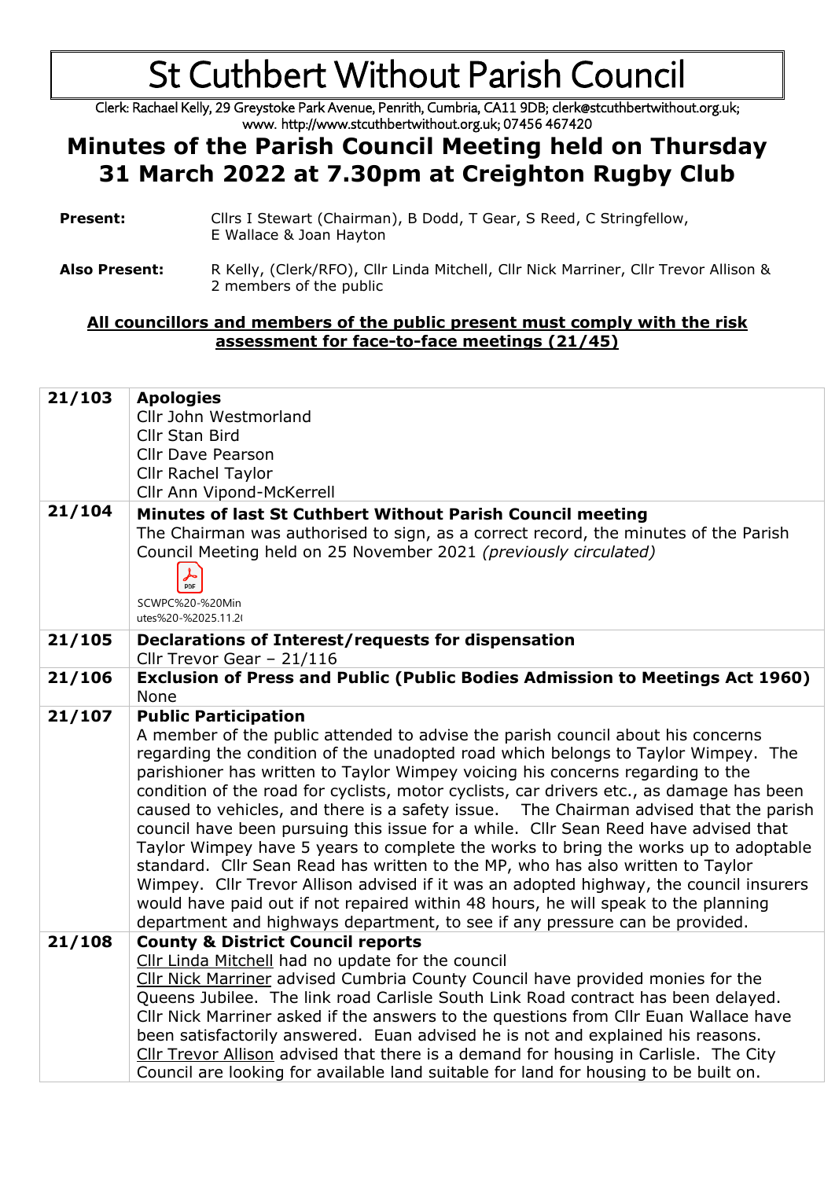# St Cuthbert Without Parish Council

Clerk: Rachael Kelly, 29 Greystoke Park Avenue, Penrith, Cumbria, CA11 9DB; clerk@stcuthbertwithout.org.uk; www. http://www.stcuthbertwithout.org.uk; 07456 467420

## Minutes of the Parish Council Meeting held on Thursday 31 March 2022 at 7.30pm at Creighton Rugby Club

**Present:** Cllrs I Stewart (Chairman), B Dodd, T Gear, S Reed, C Stringfellow, E Wallace & Joan Hayton

**Also Present:** R Kelly, (Clerk/RFO), Cllr Linda Mitchell, Cllr Nick Marriner, Cllr Trevor Allison & 2 members of the public

**<u>All councillors and members of the public present must comply with the risk assessment for face-to-face meetings (21/45)</u>**

| | |
|---|---|
| 21/103 | **Apologies**<br>Cllr John Westmorland<br>Cllr Stan Bird<br>Cllr Dave Pearson<br>Cllr Rachel Taylor<br>Cllr Ann Vipond-McKerrell |
| 21/104 | **Minutes of last St Cuthbert Without Parish Council meeting**<br>The Chairman was authorised to sign, as a correct record, the minutes of the Parish Council Meeting held on 25 November 2021 *(previously circulated)*<br>SCWPC%20-%20Minutes%20-%2025.11.2( |
| 21/105 | **Declarations of Interest/requests for dispensation**<br>Cllr Trevor Gear – 21/116 |
| 21/106 | **Exclusion of Press and Public (Public Bodies Admission to Meetings Act 1960)**<br>None |
| 21/107 | **Public Participation**<br>A member of the public attended to advise the parish council about his concerns regarding the condition of the unadopted road which belongs to Taylor Wimpey. The parishioner has written to Taylor Wimpey voicing his concerns regarding to the condition of the road for cyclists, motor cyclists, car drivers etc., as damage has been caused to vehicles, and there is a safety issue. The Chairman advised that the parish council have been pursuing this issue for a while. Cllr Sean Reed have advised that Taylor Wimpey have 5 years to complete the works to bring the works up to adoptable standard. Cllr Sean Read has written to the MP, who has also written to Taylor Wimpey. Cllr Trevor Allison advised if it was an adopted highway, the council insurers would have paid out if not repaired within 48 hours, he will speak to the planning department and highways department, to see if any pressure can be provided. |
| 21/108 | **County & District Council reports**<br><u>Cllr Linda Mitchell</u> had no update for the council<br><u>Cllr Nick Marriner</u> advised Cumbria County Council have provided monies for the Queens Jubilee. The link road Carlisle South Link Road contract has been delayed. Cllr Nick Marriner asked if the answers to the questions from Cllr Euan Wallace have been satisfactorily answered. Euan advised he is not and explained his reasons.<br><u>Cllr Trevor Allison</u> advised that there is a demand for housing in Carlisle. The City Council are looking for available land suitable for land for housing to be built on. |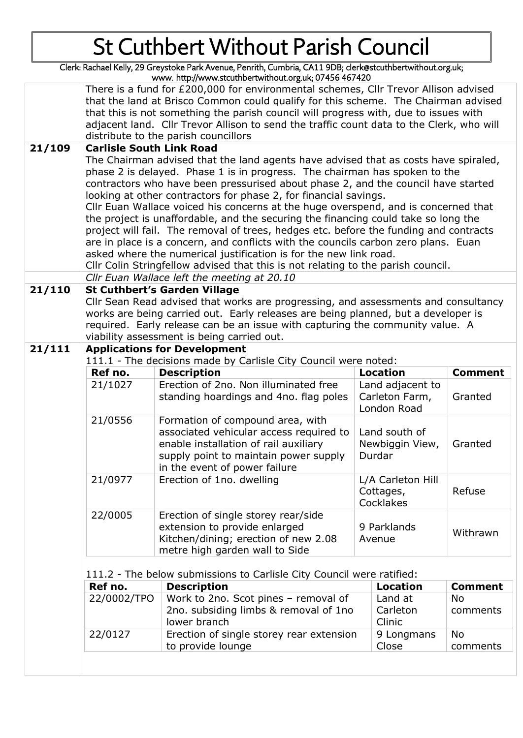There is a fund for £200,000 for environmental schemes, Cllr Trevor Allison advised that the land at Brisco Common could qualify for this scheme. The Chairman advised that this is not something the parish council will progress with, due to issues with adjacent land. Cllr Trevor Allison to send the traffic count data to the Clerk, who will distribute to the parish councillors

**21/109 Carlisle South Link Road**

The Chairman advised that the land agents have advised that as costs have spiraled, phase 2 is delayed. Phase 1 is in progress. The chairman has spoken to the contractors who have been pressurised about phase 2, and the council have started looking at other contractors for phase 2, for financial savings.

Cllr Euan Wallace voiced his concerns at the huge overspend, and is concerned that the project is unaffordable, and the securing the financing could take so long the project will fail. The removal of trees, hedges etc. before the funding and contracts are in place is a concern, and conflicts with the councils carbon zero plans. Euan asked where the numerical justification is for the new link road.

Cllr Colin Stringfellow advised that this is not relating to the parish council.

*Cllr Euan Wallace left the meeting at 20.10*

**21/110 St Cuthbert's Garden Village**

Cllr Sean Read advised that works are progressing, and assessments and consultancy works are being carried out. Early releases are being planned, but a developer is required. Early release can be an issue with capturing the community value. A viability assessment is being carried out.

**21/111 Applications for Development**

111.1 - The decisions made by Carlisle City Council were noted:

| Ref no. | Description | Location | Comment |
|---|---|---|---|
| 21/1027 | Erection of 2no. Non illuminated free standing hoardings and 4no. flag poles | Land adjacent to Carleton Farm, London Road | Granted |
| 21/0556 | Formation of compound area, with associated vehicular access required to enable installation of rail auxiliary supply point to maintain power supply in the event of power failure | Land south of Newbiggin View, Durdar | Granted |
| 21/0977 | Erection of 1no. dwelling | L/A Carleton Hill Cottages, Cocklakes | Refuse |
| 22/0005 | Erection of single storey rear/side extension to provide enlarged Kitchen/dining; erection of new 2.08 metre high garden wall to Side | 9 Parklands Avenue | Withrawn |

111.2 - The below submissions to Carlisle City Council were ratified:

| Ref no. | Description | Location | Comment |
|---|---|---|---|
| 22/0002/TPO | Work to 2no. Scot pines – removal of 2no. subsiding limbs & removal of 1no lower branch | Land at Carleton Clinic | No comments |
| 22/0127 | Erection of single storey rear extension to provide lounge | 9 Longmans Close | No comments |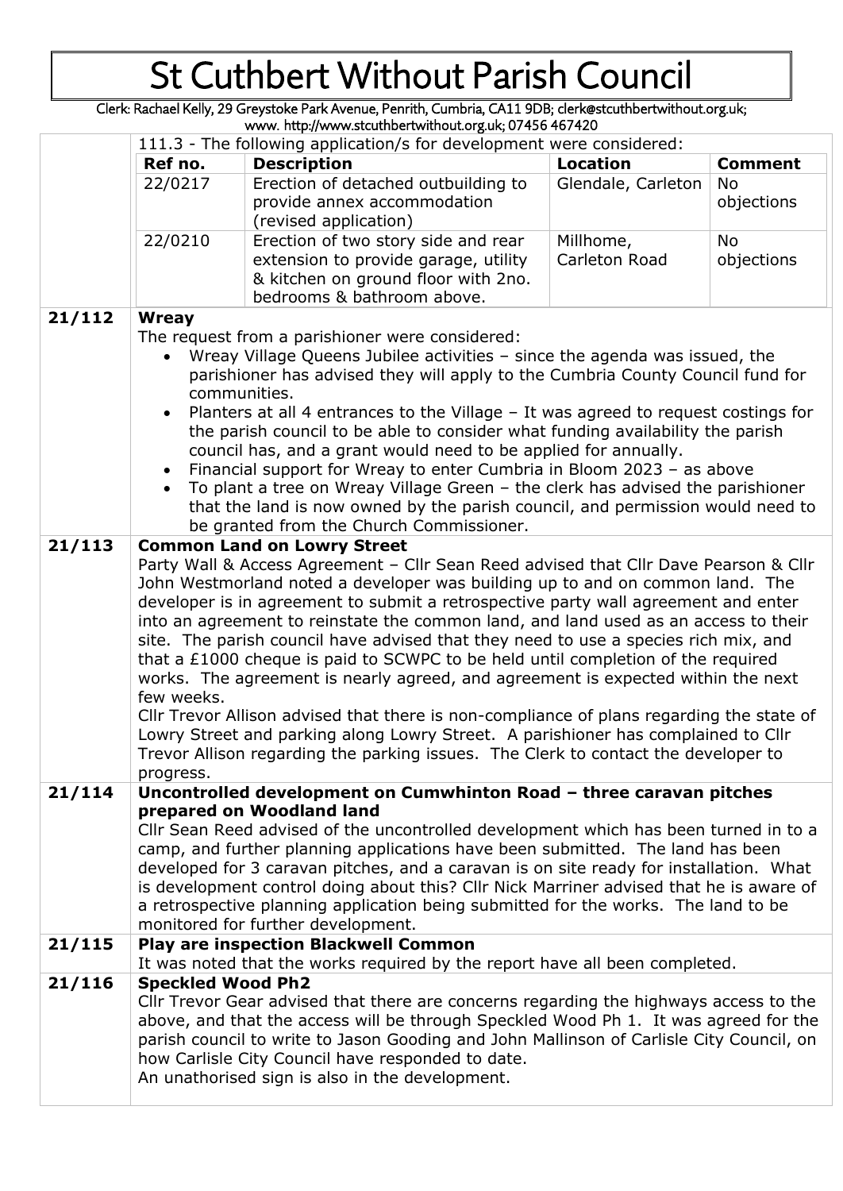# St Cuthbert Without Parish Council

Clerk: Rachael Kelly, 29 Greystoke Park Avenue, Penrith, Cumbria, CA11 9DB; clerk@stcuthbertwithout.org.uk; www. http://www.stcuthbertwithout.org.uk; 07456 467420

111.3 - The following application/s for development were considered:

| Ref no. | Description | Location | Comment |
|---|---|---|---|
| 22/0217 | Erection of detached outbuilding to provide annex accommodation (revised application) | Glendale, Carleton | No objections |
| 22/0210 | Erection of two story side and rear extension to provide garage, utility & kitchen on ground floor with 2no. bedrooms & bathroom above. | Millhome, Carleton Road | No objections |

**21/112 Wreay**

The request from a parishioner were considered:

- Wreay Village Queens Jubilee activities – since the agenda was issued, the parishioner has advised they will apply to the Cumbria County Council fund for communities.
- Planters at all 4 entrances to the Village – It was agreed to request costings for the parish council to be able to consider what funding availability the parish council has, and a grant would need to be applied for annually.
- Financial support for Wreay to enter Cumbria in Bloom 2023 – as above
- To plant a tree on Wreay Village Green – the clerk has advised the parishioner that the land is now owned by the parish council, and permission would need to be granted from the Church Commissioner.

**21/113 Common Land on Lowry Street**

Party Wall & Access Agreement – Cllr Sean Reed advised that Cllr Dave Pearson & Cllr John Westmorland noted a developer was building up to and on common land. The developer is in agreement to submit a retrospective party wall agreement and enter into an agreement to reinstate the common land, and land used as an access to their site. The parish council have advised that they need to use a species rich mix, and that a £1000 cheque is paid to SCWPC to be held until completion of the required works. The agreement is nearly agreed, and agreement is expected within the next few weeks.

Cllr Trevor Allison advised that there is non-compliance of plans regarding the state of Lowry Street and parking along Lowry Street. A parishioner has complained to Cllr Trevor Allison regarding the parking issues. The Clerk to contact the developer to progress.

**21/114 Uncontrolled development on Cumwhinton Road – three caravan pitches prepared on Woodland land**

Cllr Sean Reed advised of the uncontrolled development which has been turned in to a camp, and further planning applications have been submitted. The land has been developed for 3 caravan pitches, and a caravan is on site ready for installation. What is development control doing about this? Cllr Nick Marriner advised that he is aware of a retrospective planning application being submitted for the works. The land to be monitored for further development.

**21/115 Play are inspection Blackwell Common**

It was noted that the works required by the report have all been completed.

**21/116 Speckled Wood Ph2**

Cllr Trevor Gear advised that there are concerns regarding the highways access to the above, and that the access will be through Speckled Wood Ph 1. It was agreed for the parish council to write to Jason Gooding and John Mallinson of Carlisle City Council, on how Carlisle City Council have responded to date.

An unathorised sign is also in the development.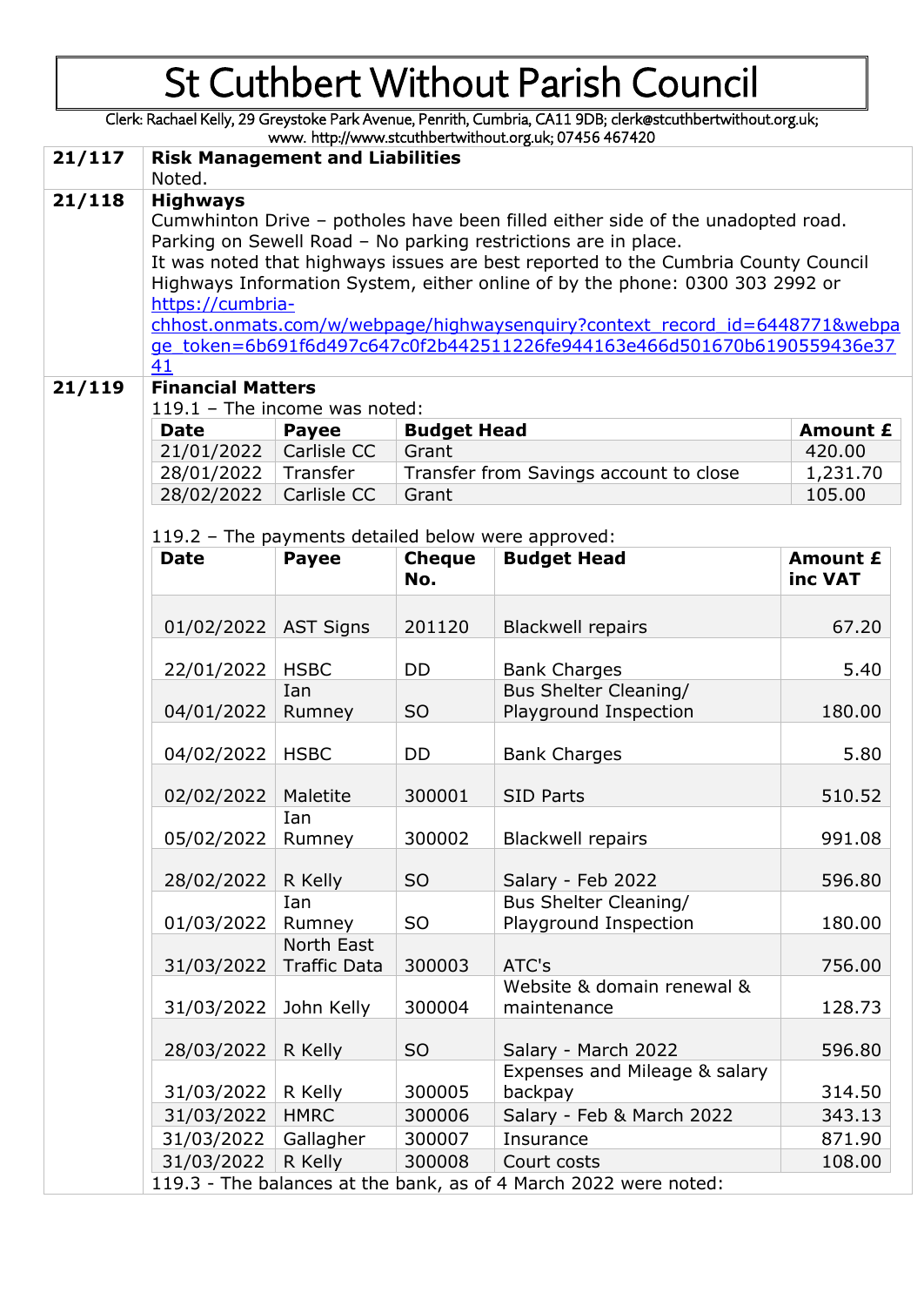# St Cuthbert Without Parish Council

Clerk: Rachael Kelly, 29 Greystoke Park Avenue, Penrith, Cumbria, CA11 9DB; clerk@stcuthbertwithout.org.uk; www. http://www.stcuthbertwithout.org.uk; 07456 467420

**21/117** **Risk Management and Liabilities**

Noted.

**21/118** **Highways**

Cumwhinton Drive – potholes have been filled either side of the unadopted road.

Parking on Sewell Road – No parking restrictions are in place.

It was noted that highways issues are best reported to the Cumbria County Council Highways Information System, either online of by the phone: 0300 303 2992 or [https://cumbria-chhost.onmats.com/w/webpage/highwaysenquiry?context_record_id=6448771&webpage_token=6b691f6d497c647c0f2b442511226fe944163e466d501670b6190559436e3741](https://cumbria-chhost.onmats.com/w/webpage/highwaysenquiry?context_record_id=6448771&webpage_token=6b691f6d497c647c0f2b442511226fe944163e466d501670b6190559436e3741)

**21/119** **Financial Matters**

119.1 – The income was noted:

| Date | Payee | Budget Head | Amount £ |
|---|---|---|---|
| 21/01/2022 | Carlisle CC | Grant | 420.00 |
| 28/01/2022 | Transfer | Transfer from Savings account to close | 1,231.70 |
| 28/02/2022 | Carlisle CC | Grant | 105.00 |

119.2 – The payments detailed below were approved:

| Date | Payee | Cheque No. | Budget Head | Amount £ inc VAT |
|---|---|---|---|---|
| 01/02/2022 | AST Signs | 201120 | Blackwell repairs | 67.20 |
| 22/01/2022 | HSBC | DD | Bank Charges | 5.40 |
| 04/01/2022 | Ian Rumney | SO | Bus Shelter Cleaning/ Playground Inspection | 180.00 |
| 04/02/2022 | HSBC | DD | Bank Charges | 5.80 |
| 02/02/2022 | Maletite | 300001 | SID Parts | 510.52 |
| 05/02/2022 | Ian Rumney | 300002 | Blackwell repairs | 991.08 |
| 28/02/2022 | R Kelly | SO | Salary - Feb 2022 | 596.80 |
| 01/03/2022 | Ian Rumney | SO | Bus Shelter Cleaning/ Playground Inspection | 180.00 |
| 31/03/2022 | North East Traffic Data | 300003 | ATC's | 756.00 |
| 31/03/2022 | John Kelly | 300004 | Website & domain renewal & maintenance | 128.73 |
| 28/03/2022 | R Kelly | SO | Salary - March 2022 | 596.80 |
| 31/03/2022 | R Kelly | 300005 | Expenses and Mileage & salary backpay | 314.50 |
| 31/03/2022 | HMRC | 300006 | Salary - Feb & March 2022 | 343.13 |
| 31/03/2022 | Gallagher | 300007 | Insurance | 871.90 |
| 31/03/2022 | R Kelly | 300008 | Court costs | 108.00 |

119.3 - The balances at the bank, as of 4 March 2022 were noted: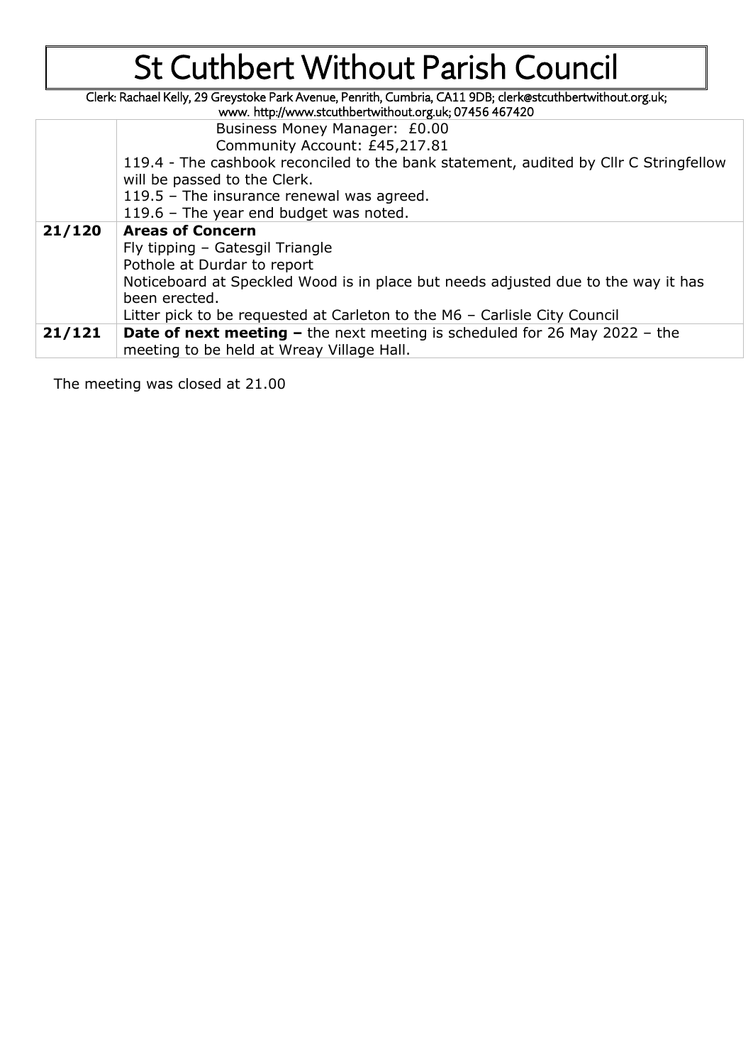# St Cuthbert Without Parish Council

Clerk: Rachael Kelly, 29 Greystoke Park Avenue, Penrith, Cumbria, CA11 9DB; clerk@stcuthbertwithout.org.uk; www. http://www.stcuthbertwithout.org.uk; 07456 467420

| | |
|---|---|
| | Business Money Manager: £0.00<br>Community Account: £45,217.81<br>119.4 - The cashbook reconciled to the bank statement, audited by Cllr C Stringfellow will be passed to the Clerk.<br>119.5 – The insurance renewal was agreed.<br>119.6 – The year end budget was noted. |
| **21/120** | **Areas of Concern**<br>Fly tipping – Gatesgil Triangle<br>Pothole at Durdar to report<br>Noticeboard at Speckled Wood is in place but needs adjusted due to the way it has been erected.<br>Litter pick to be requested at Carleton to the M6 – Carlisle City Council |
| **21/121** | **Date of next meeting –** the next meeting is scheduled for 26 May 2022 – the meeting to be held at Wreay Village Hall. |

The meeting was closed at 21.00